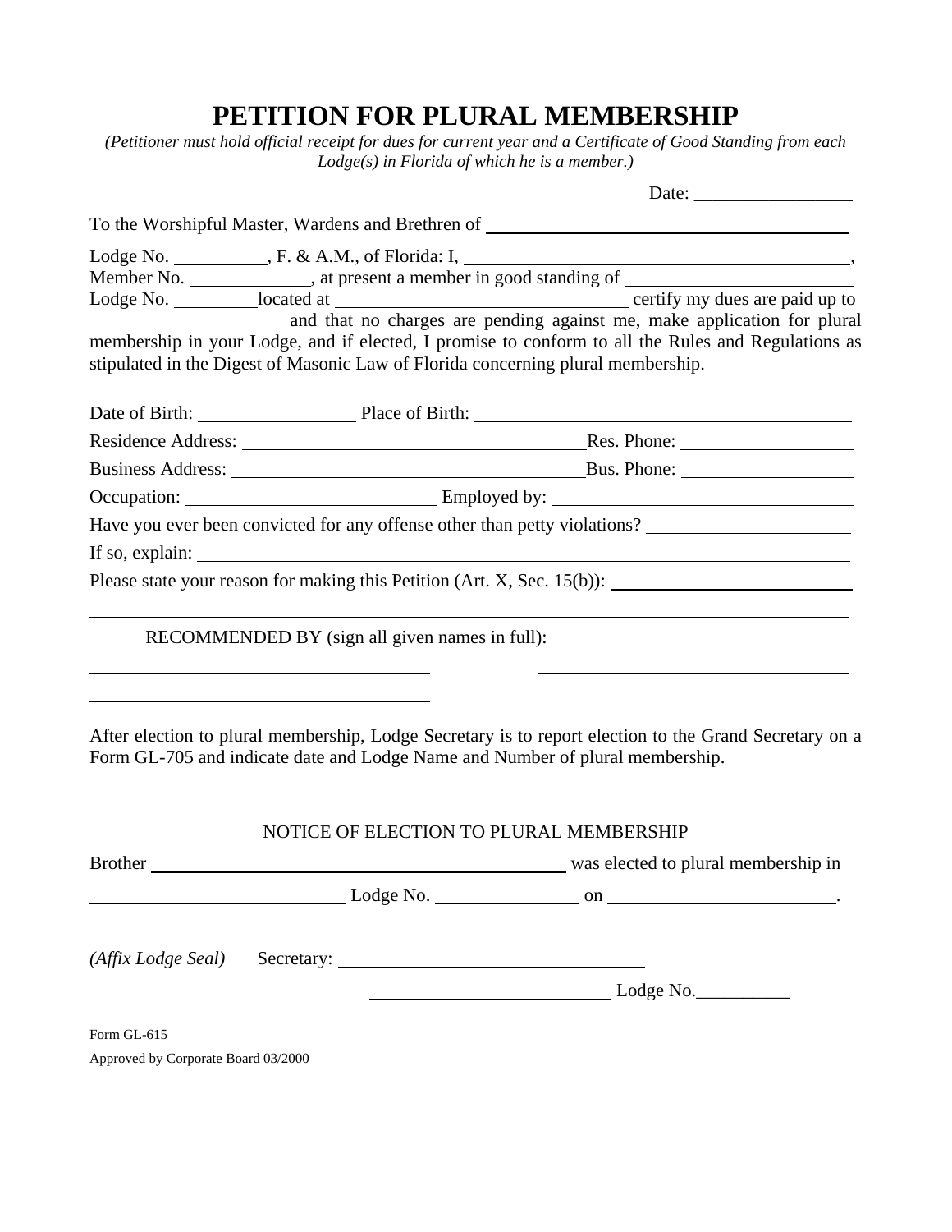# PETITION FOR PLURAL MEMBERSHIP

*(Petitioner must hold official receipt for dues for current year and a Certificate of Good Standing from each Lodge(s) in Florida of which he is a member.)*

Date: _________________

To the Worshipful Master, Wardens and Brethren of ________________________________________

Lodge No. __________, F. & A.M., of Florida: I, ________________________________________, Member No. _____________, at present a member in good standing of ________________________ Lodge No. _________ located at ________________________________ certify my dues are paid up to ____________________ and that no charges are pending against me, make application for plural membership in your Lodge, and if elected, I promise to conform to all the Rules and Regulations as stipulated in the Digest of Masonic Law of Florida concerning plural membership.

Date of Birth: _________________ Place of Birth: ________________________________________

Residence Address: ____________________________________ Res. Phone: __________________

Business Address: _____________________________________ Bus. Phone: __________________

Occupation: ___________________________ Employed by: _________________________________

Have you ever been convicted for any offense other than petty violations? ______________________

If so, explain: ________________________________________________________________________

Please state your reason for making this Petition (Art. X, Sec. 15(b)): _________________________

________________________________________________________________________________

RECOMMENDED BY (sign all given names in full):

____________________________________ ____________________________________

____________________________________

After election to plural membership, Lodge Secretary is to report election to the Grand Secretary on a Form GL-705 and indicate date and Lodge Name and Number of plural membership.

NOTICE OF ELECTION TO PLURAL MEMBERSHIP

Brother ______________________________________________ was elected to plural membership in ____________________________ Lodge No. _______________ on _________________________.

*(Affix Lodge Seal)* Secretary: _________________________________

__________________________ Lodge No.__________

Form GL-615

Approved by Corporate Board 03/2000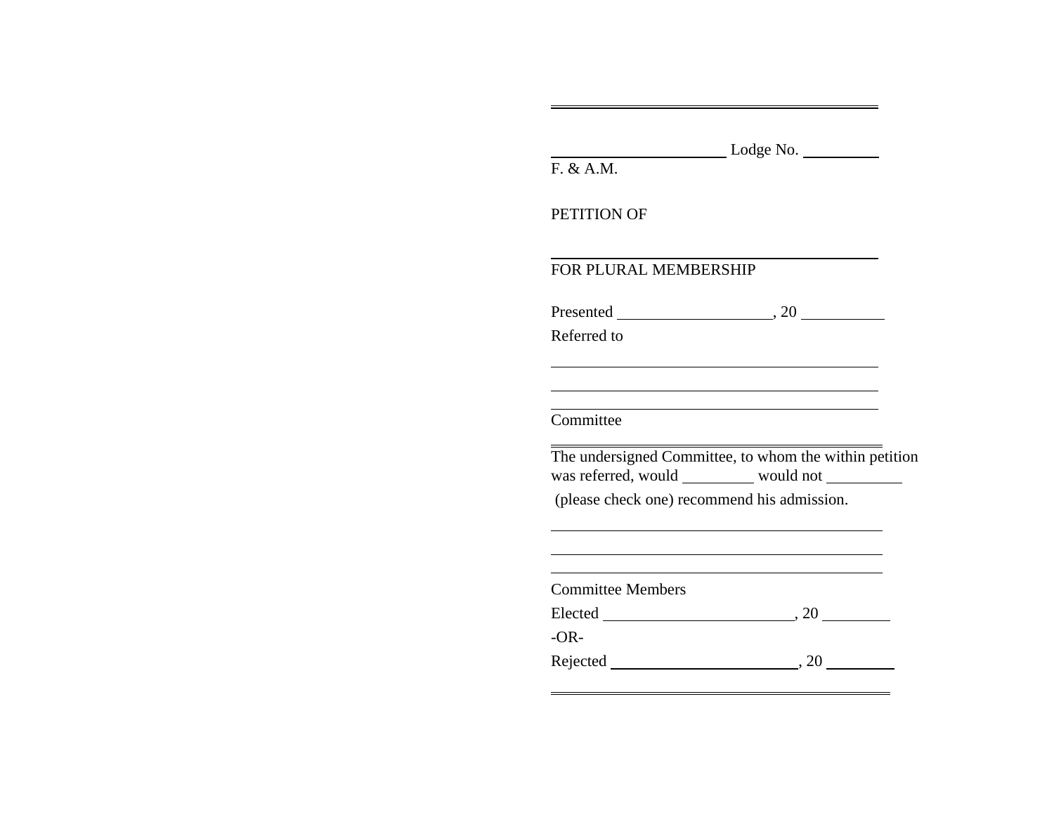______________________ Lodge No. __________

F. & A.M.

PETITION OF

__________________________________________

FOR PLURAL MEMBERSHIP

Presented ___________________, 20 __________

Referred to

__________________________________________

__________________________________________

__________________________________________

Committee

The undersigned Committee, to whom the within petition was referred, would _________ would not _________ (please check one) recommend his admission.

__________________________________________

__________________________________________

__________________________________________

Committee Members

Elected _______________________, 20 _________

-OR-

Rejected _______________________, 20 _________